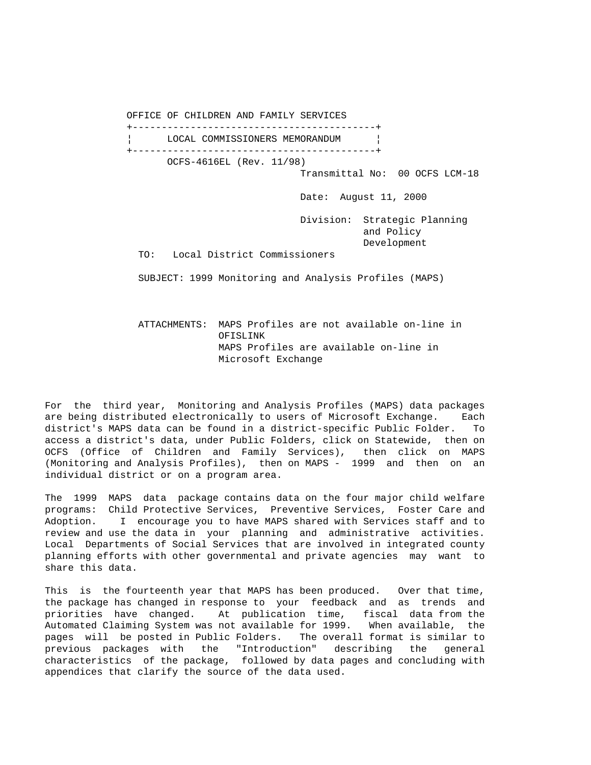OFFICE OF CHILDREN AND FAMILY SERVICES

**LOCAL COMMISSIONERS MEMORANDUM**

OCFS-4616EL (Rev. 11/98)

Transmittal No: 00 OCFS LCM-18

Date: August 11, 2000

Division: Strategic Planning and Policy Development

TO: Local District Commissioners

SUBJECT: 1999 Monitoring and Analysis Profiles (MAPS)

ATTACHMENTS: MAPS Profiles are not available on-line in OFISLINK
MAPS Profiles are available on-line in Microsoft Exchange

For the third year, Monitoring and Analysis Profiles (MAPS) data packages are being distributed electronically to users of Microsoft Exchange. Each district's MAPS data can be found in a district-specific Public Folder. To access a district's data, under Public Folders, click on Statewide, then on OCFS (Office of Children and Family Services), then click on MAPS (Monitoring and Analysis Profiles), then on MAPS - 1999 and then on an individual district or on a program area.

The 1999 MAPS data package contains data on the four major child welfare programs: Child Protective Services, Preventive Services, Foster Care and Adoption. I encourage you to have MAPS shared with Services staff and to review and use the data in your planning and administrative activities. Local Departments of Social Services that are involved in integrated county planning efforts with other governmental and private agencies may want to share this data.

This is the fourteenth year that MAPS has been produced. Over that time, the package has changed in response to your feedback and as trends and priorities have changed. At publication time, fiscal data from the Automated Claiming System was not available for 1999. When available, the pages will be posted in Public Folders. The overall format is similar to previous packages with the "Introduction" describing the general characteristics of the package, followed by data pages and concluding with appendices that clarify the source of the data used.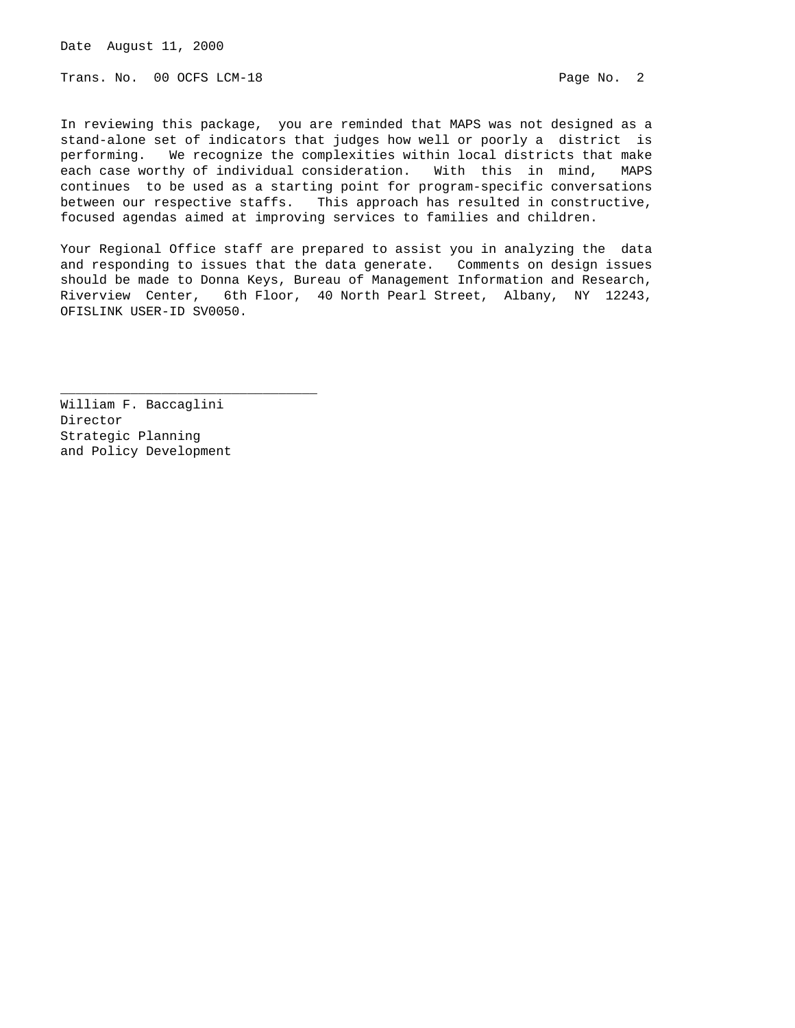In reviewing this package, you are reminded that MAPS was not designed as a stand-alone set of indicators that judges how well or poorly a district is performing. We recognize the complexities within local districts that make each case worthy of individual consideration. With this in mind, MAPS continues to be used as a starting point for program-specific conversations between our respective staffs. This approach has resulted in constructive, focused agendas aimed at improving services to families and children.

Your Regional Office staff are prepared to assist you in analyzing the data and responding to issues that the data generate. Comments on design issues should be made to Donna Keys, Bureau of Management Information and Research, Riverview Center, 6th Floor, 40 North Pearl Street, Albany, NY 12243, OFISLINK USER-ID SV0050.

_________________________________

William F. Baccaglini
Director
Strategic Planning
and Policy Development